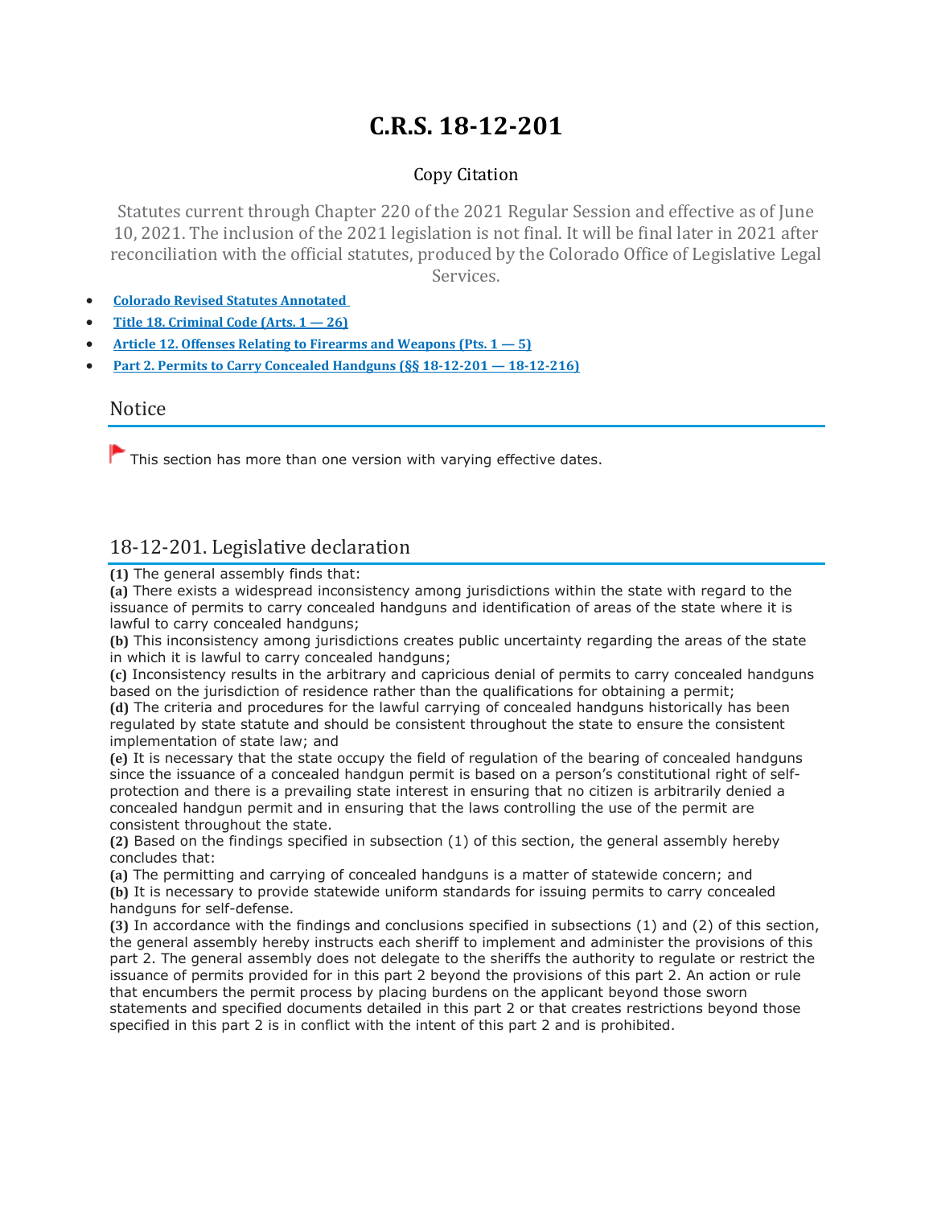# C.R.S. 18-12-201

Copy Citation

Statutes current through Chapter 220 of the 2021 Regular Session and effective as of June 10, 2021. The inclusion of the 2021 legislation is not final. It will be final later in 2021 after reconciliation with the official statutes, produced by the Colorado Office of Legislative Legal Services.

- Colorado Revised Statutes Annotated
- Title 18. Criminal Code (Arts. 1 — 26)
- Article 12. Offenses Relating to Firearms and Weapons (Pts. 1 — 5)
- Part 2. Permits to Carry Concealed Handguns (§§ 18-12-201 — 18-12-216)

## Notice

This section has more than one version with varying effective dates.

## 18-12-201. Legislative declaration

**(1)** The general assembly finds that:

**(a)** There exists a widespread inconsistency among jurisdictions within the state with regard to the issuance of permits to carry concealed handguns and identification of areas of the state where it is lawful to carry concealed handguns;

**(b)** This inconsistency among jurisdictions creates public uncertainty regarding the areas of the state in which it is lawful to carry concealed handguns;

**(c)** Inconsistency results in the arbitrary and capricious denial of permits to carry concealed handguns based on the jurisdiction of residence rather than the qualifications for obtaining a permit;

**(d)** The criteria and procedures for the lawful carrying of concealed handguns historically has been regulated by state statute and should be consistent throughout the state to ensure the consistent implementation of state law; and

**(e)** It is necessary that the state occupy the field of regulation of the bearing of concealed handguns since the issuance of a concealed handgun permit is based on a person's constitutional right of self-protection and there is a prevailing state interest in ensuring that no citizen is arbitrarily denied a concealed handgun permit and in ensuring that the laws controlling the use of the permit are consistent throughout the state.

**(2)** Based on the findings specified in subsection (1) of this section, the general assembly hereby concludes that:

**(a)** The permitting and carrying of concealed handguns is a matter of statewide concern; and

**(b)** It is necessary to provide statewide uniform standards for issuing permits to carry concealed handguns for self-defense.

**(3)** In accordance with the findings and conclusions specified in subsections (1) and (2) of this section, the general assembly hereby instructs each sheriff to implement and administer the provisions of this part 2. The general assembly does not delegate to the sheriffs the authority to regulate or restrict the issuance of permits provided for in this part 2 beyond the provisions of this part 2. An action or rule that encumbers the permit process by placing burdens on the applicant beyond those sworn statements and specified documents detailed in this part 2 or that creates restrictions beyond those specified in this part 2 is in conflict with the intent of this part 2 and is prohibited.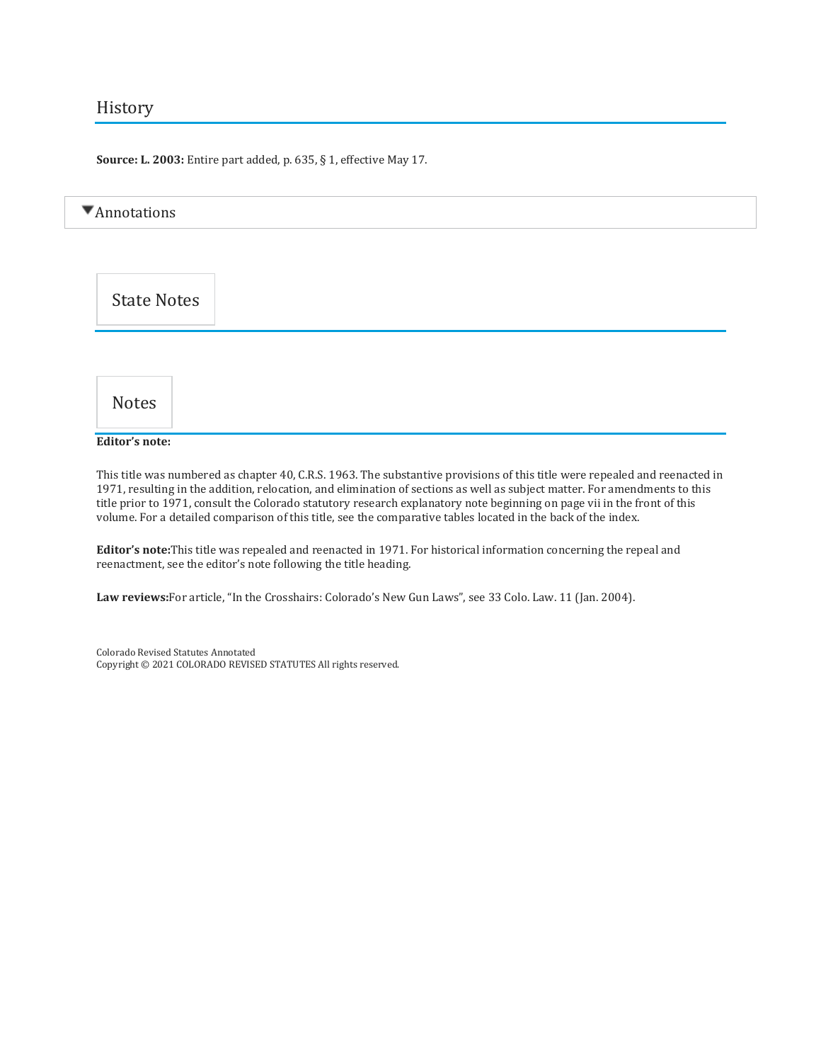## History

**Source: L. 2003:** Entire part added, p. 635, § 1, effective May 17.

## Annotations

### State Notes

### Notes

**Editor's note:**

This title was numbered as chapter 40, C.R.S. 1963. The substantive provisions of this title were repealed and reenacted in 1971, resulting in the addition, relocation, and elimination of sections as well as subject matter. For amendments to this title prior to 1971, consult the Colorado statutory research explanatory note beginning on page vii in the front of this volume. For a detailed comparison of this title, see the comparative tables located in the back of the index.

**Editor's note:**This title was repealed and reenacted in 1971. For historical information concerning the repeal and reenactment, see the editor's note following the title heading.

**Law reviews:**For article, "In the Crosshairs: Colorado's New Gun Laws", see 33 Colo. Law. 11 (Jan. 2004).

Colorado Revised Statutes Annotated
Copyright © 2021 COLORADO REVISED STATUTES All rights reserved.